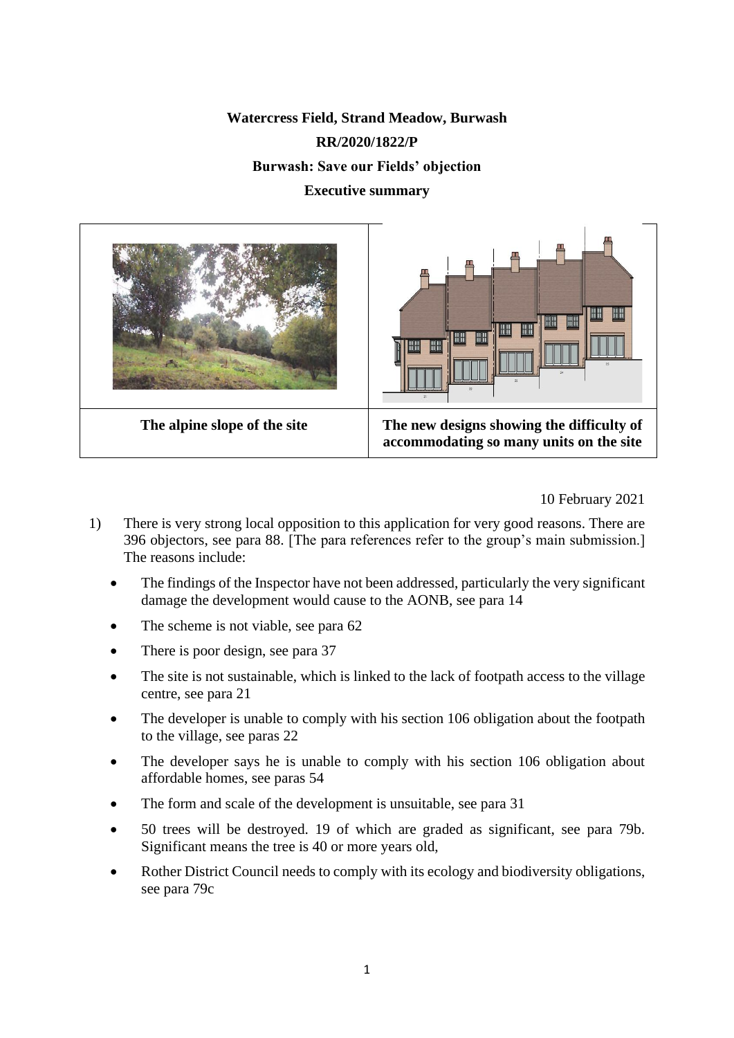**Watercress Field, Strand Meadow, Burwash**

**RR/2020/1822/P**

**Burwash: Save our Fields' objection**

**Executive summary**

| The alpine slope of the site | The new designs showing the difficulty of accommodating so many units on the site |
| --- | --- |

10 February 2021

1) There is very strong local opposition to this application for very good reasons. There are 396 objectors, see para 88. [The para references refer to the group's main submission.] The reasons include:

   - The findings of the Inspector have not been addressed, particularly the very significant damage the development would cause to the AONB, see para 14
   - The scheme is not viable, see para 62
   - There is poor design, see para 37
   - The site is not sustainable, which is linked to the lack of footpath access to the village centre, see para 21
   - The developer is unable to comply with his section 106 obligation about the footpath to the village, see paras 22
   - The developer says he is unable to comply with his section 106 obligation about affordable homes, see paras 54
   - The form and scale of the development is unsuitable, see para 31
   - 50 trees will be destroyed. 19 of which are graded as significant, see para 79b. Significant means the tree is 40 or more years old,
   - Rother District Council needs to comply with its ecology and biodiversity obligations, see para 79c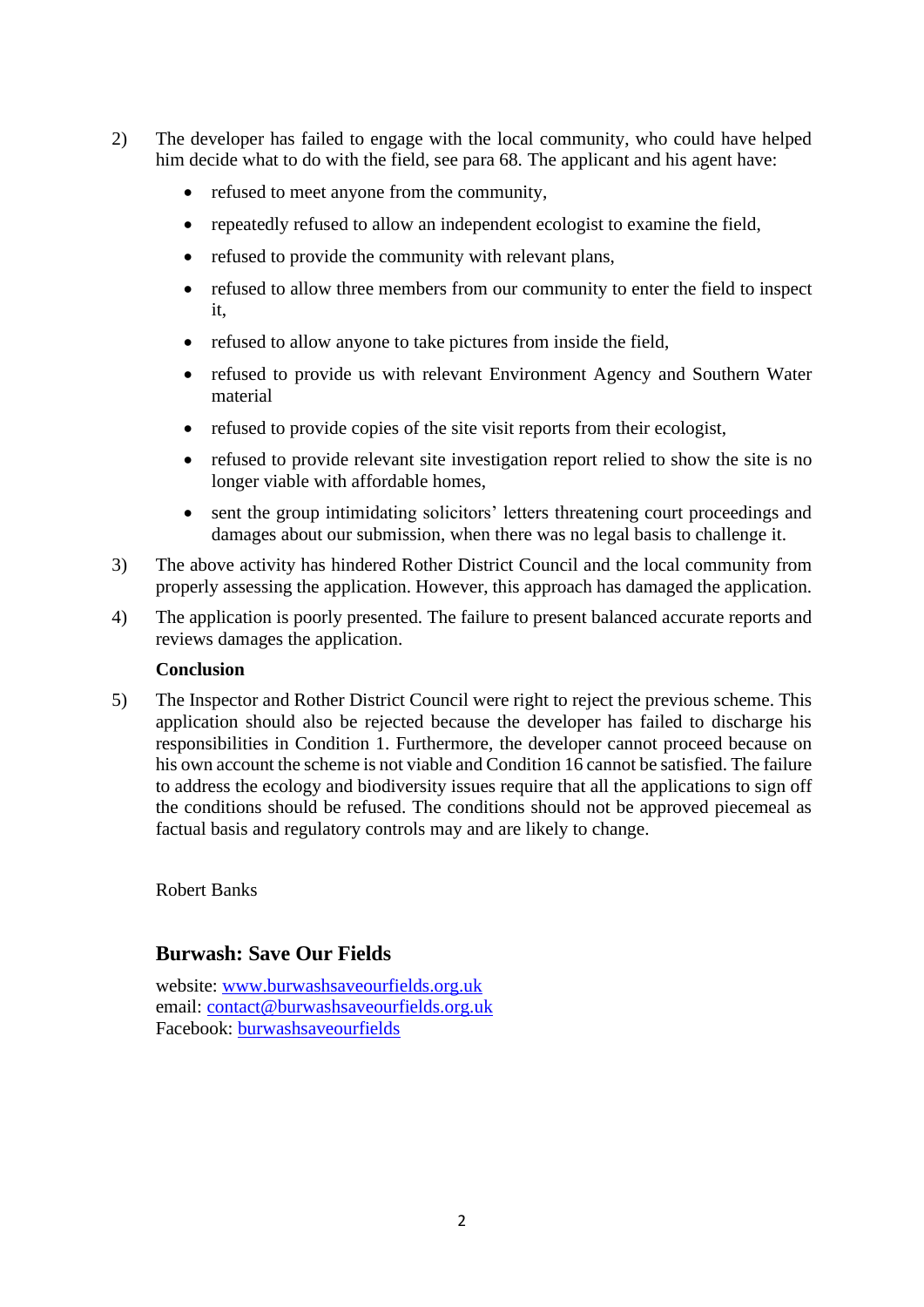2) The developer has failed to engage with the local community, who could have helped him decide what to do with the field, see para 68. The applicant and his agent have:

   - refused to meet anyone from the community,
   - repeatedly refused to allow an independent ecologist to examine the field,
   - refused to provide the community with relevant plans,
   - refused to allow three members from our community to enter the field to inspect it,
   - refused to allow anyone to take pictures from inside the field,
   - refused to provide us with relevant Environment Agency and Southern Water material
   - refused to provide copies of the site visit reports from their ecologist,
   - refused to provide relevant site investigation report relied to show the site is no longer viable with affordable homes,
   - sent the group intimidating solicitors' letters threatening court proceedings and damages about our submission, when there was no legal basis to challenge it.

3) The above activity has hindered Rother District Council and the local community from properly assessing the application. However, this approach has damaged the application.

4) The application is poorly presented. The failure to present balanced accurate reports and reviews damages the application.

**Conclusion**

5) The Inspector and Rother District Council were right to reject the previous scheme. This application should also be rejected because the developer has failed to discharge his responsibilities in Condition 1. Furthermore, the developer cannot proceed because on his own account the scheme is not viable and Condition 16 cannot be satisfied. The failure to address the ecology and biodiversity issues require that all the applications to sign off the conditions should be refused. The conditions should not be approved piecemeal as factual basis and regulatory controls may and are likely to change.

Robert Banks

### Burwash: Save Our Fields

website: www.burwashsaveourfields.org.uk
email: contact@burwashsaveourfields.org.uk
Facebook: burwashsaveourfields